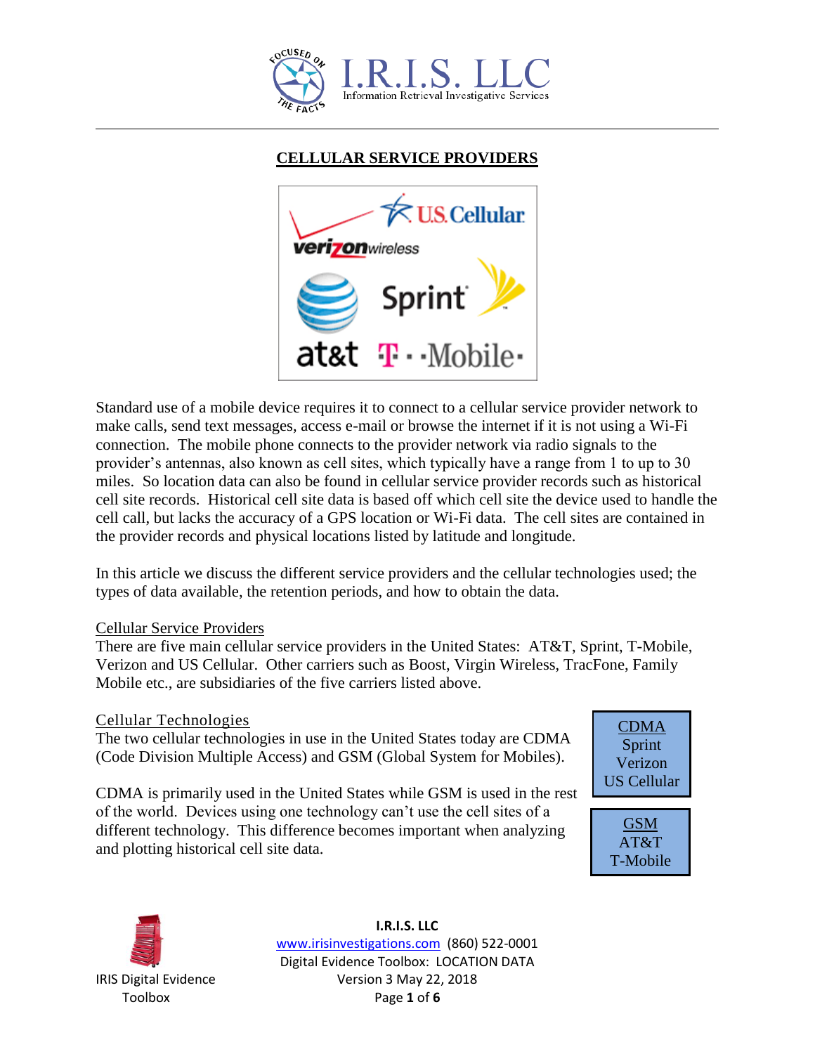## CELLULAR SERVICE PROVIDERS

Standard use of a mobile device requires it to connect to a cellular service provider network to make calls, send text messages, access e-mail or browse the internet if it is not using a Wi-Fi connection. The mobile phone connects to the provider network via radio signals to the provider's antennas, also known as cell sites, which typically have a range from 1 to up to 30 miles. So location data can also be found in cellular service provider records such as historical cell site records. Historical cell site data is based off which cell site the device used to handle the cell call, but lacks the accuracy of a GPS location or Wi-Fi data. The cell sites are contained in the provider records and physical locations listed by latitude and longitude.

In this article we discuss the different service providers and the cellular technologies used; the types of data available, the retention periods, and how to obtain the data.

### Cellular Service Providers

There are five main cellular service providers in the United States: AT&T, Sprint, T-Mobile, Verizon and US Cellular. Other carriers such as Boost, Virgin Wireless, TracFone, Family Mobile etc., are subsidiaries of the five carriers listed above.

### Cellular Technologies

The two cellular technologies in use in the United States today are CDMA (Code Division Multiple Access) and GSM (Global System for Mobiles).

CDMA is primarily used in the United States while GSM is used in the rest of the world. Devices using one technology can't use the cell sites of a different technology. This difference becomes important when analyzing and plotting historical cell site data.

| CDMA |
| --- |
| Sprint |
| Verizon |
| US Cellular |

| GSM |
| --- |
| AT&T |
| T-Mobile |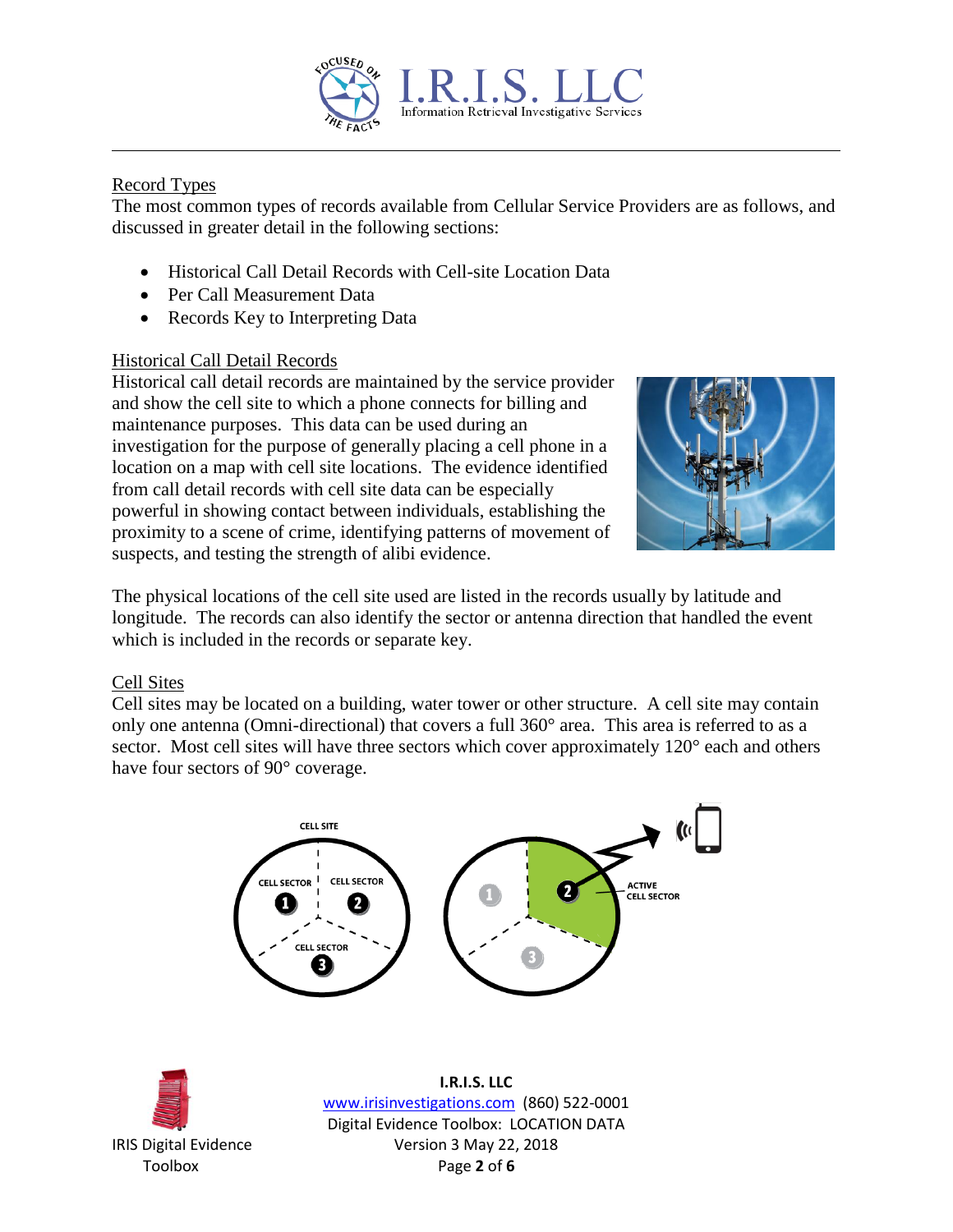## Record Types

The most common types of records available from Cellular Service Providers are as follows, and discussed in greater detail in the following sections:

- Historical Call Detail Records with Cell-site Location Data
- Per Call Measurement Data
- Records Key to Interpreting Data

## Historical Call Detail Records

Historical call detail records are maintained by the service provider and show the cell site to which a phone connects for billing and maintenance purposes. This data can be used during an investigation for the purpose of generally placing a cell phone in a location on a map with cell site locations. The evidence identified from call detail records with cell site data can be especially powerful in showing contact between individuals, establishing the proximity to a scene of crime, identifying patterns of movement of suspects, and testing the strength of alibi evidence.

The physical locations of the cell site used are listed in the records usually by latitude and longitude. The records can also identify the sector or antenna direction that handled the event which is included in the records or separate key.

## Cell Sites

Cell sites may be located on a building, water tower or other structure. A cell site may contain only one antenna (Omni-directional) that covers a full 360° area. This area is referred to as a sector. Most cell sites will have three sectors which cover approximately 120° each and others have four sectors of 90° coverage.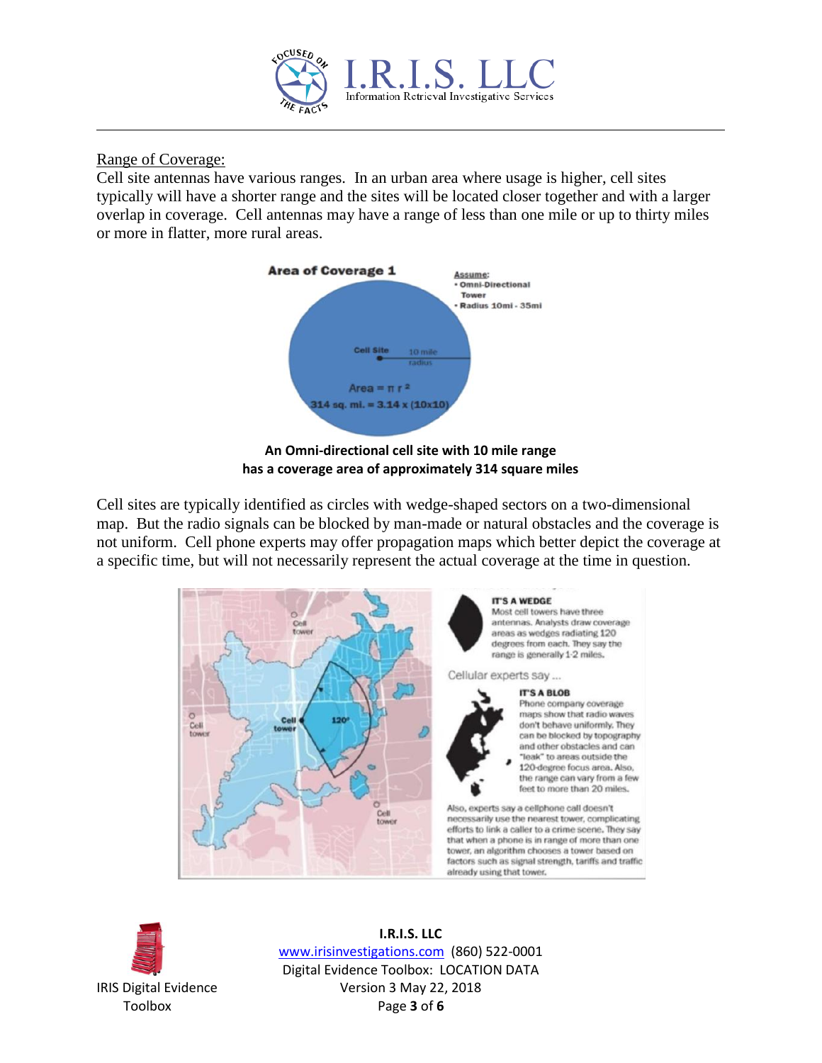Range of Coverage:

Cell site antennas have various ranges. In an urban area where usage is higher, cell sites typically will have a shorter range and the sites will be located closer together and with a larger overlap in coverage. Cell antennas may have a range of less than one mile or up to thirty miles or more in flatter, more rural areas.

**Area of Coverage 1**

Assume:
- Omni-Directional Tower
- Radius 10mi - 35mi

Cell Site — 10 mile radius

Area = $\pi r^2$

314 sq. mi. = 3.14 x (10x10)

**An Omni-directional cell site with 10 mile range has a coverage area of approximately 314 square miles**

Cell sites are typically identified as circles with wedge-shaped sectors on a two-dimensional map. But the radio signals can be blocked by man-made or natural obstacles and the coverage is not uniform. Cell phone experts may offer propagation maps which better depict the coverage at a specific time, but will not necessarily represent the actual coverage at the time in question.

**IT'S A WEDGE**
Most cell towers have three antennas. Analysts draw coverage areas as wedges radiating 120 degrees from each. They say the range is generally 1-2 miles.

Cellular experts say ...

**IT'S A BLOB**
Phone company coverage maps show that radio waves don't behave uniformly. They can be blocked by topography and other obstacles and can "leak" to areas outside the 120-degree focus area. Also, the range can vary from a few feet to more than 20 miles.

Also, experts say a cellphone call doesn't necessarily use the nearest tower, complicating efforts to link a caller to a crime scene. They say that when a phone is in range of more than one tower, an algorithm chooses a tower based on factors such as signal strength, tariffs and traffic already using that tower.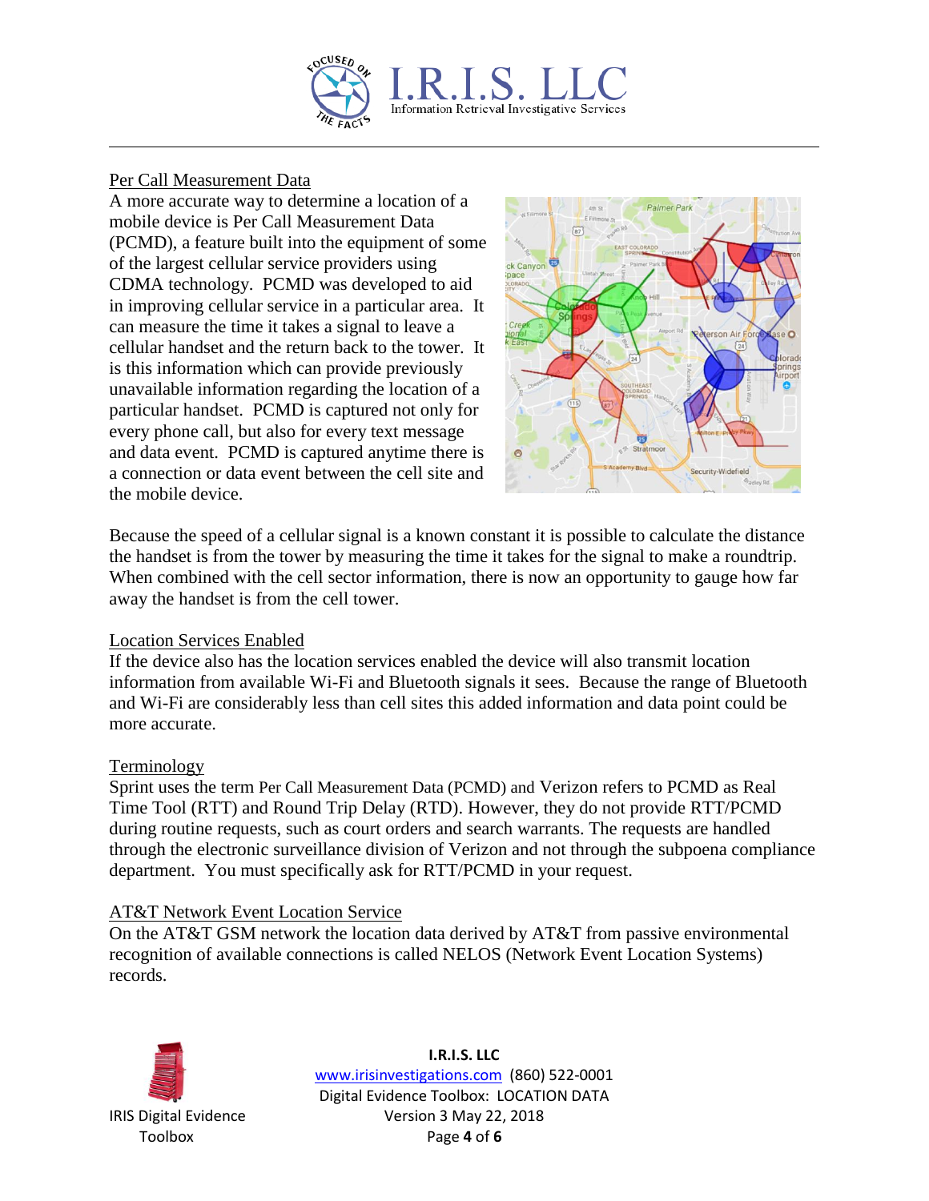Per Call Measurement Data

A more accurate way to determine a location of a mobile device is Per Call Measurement Data (PCMD), a feature built into the equipment of some of the largest cellular service providers using CDMA technology. PCMD was developed to aid in improving cellular service in a particular area. It can measure the time it takes a signal to leave a cellular handset and the return back to the tower. It is this information which can provide previously unavailable information regarding the location of a particular handset. PCMD is captured not only for every phone call, but also for every text message and data event. PCMD is captured anytime there is a connection or data event between the cell site and the mobile device.

Because the speed of a cellular signal is a known constant it is possible to calculate the distance the handset is from the tower by measuring the time it takes for the signal to make a roundtrip. When combined with the cell sector information, there is now an opportunity to gauge how far away the handset is from the cell tower.

Location Services Enabled

If the device also has the location services enabled the device will also transmit location information from available Wi-Fi and Bluetooth signals it sees. Because the range of Bluetooth and Wi-Fi are considerably less than cell sites this added information and data point could be more accurate.

Terminology

Sprint uses the term Per Call Measurement Data (PCMD) and Verizon refers to PCMD as Real Time Tool (RTT) and Round Trip Delay (RTD). However, they do not provide RTT/PCMD during routine requests, such as court orders and search warrants. The requests are handled through the electronic surveillance division of Verizon and not through the subpoena compliance department. You must specifically ask for RTT/PCMD in your request.

AT&T Network Event Location Service

On the AT&T GSM network the location data derived by AT&T from passive environmental recognition of available connections is called NELOS (Network Event Location Systems) records.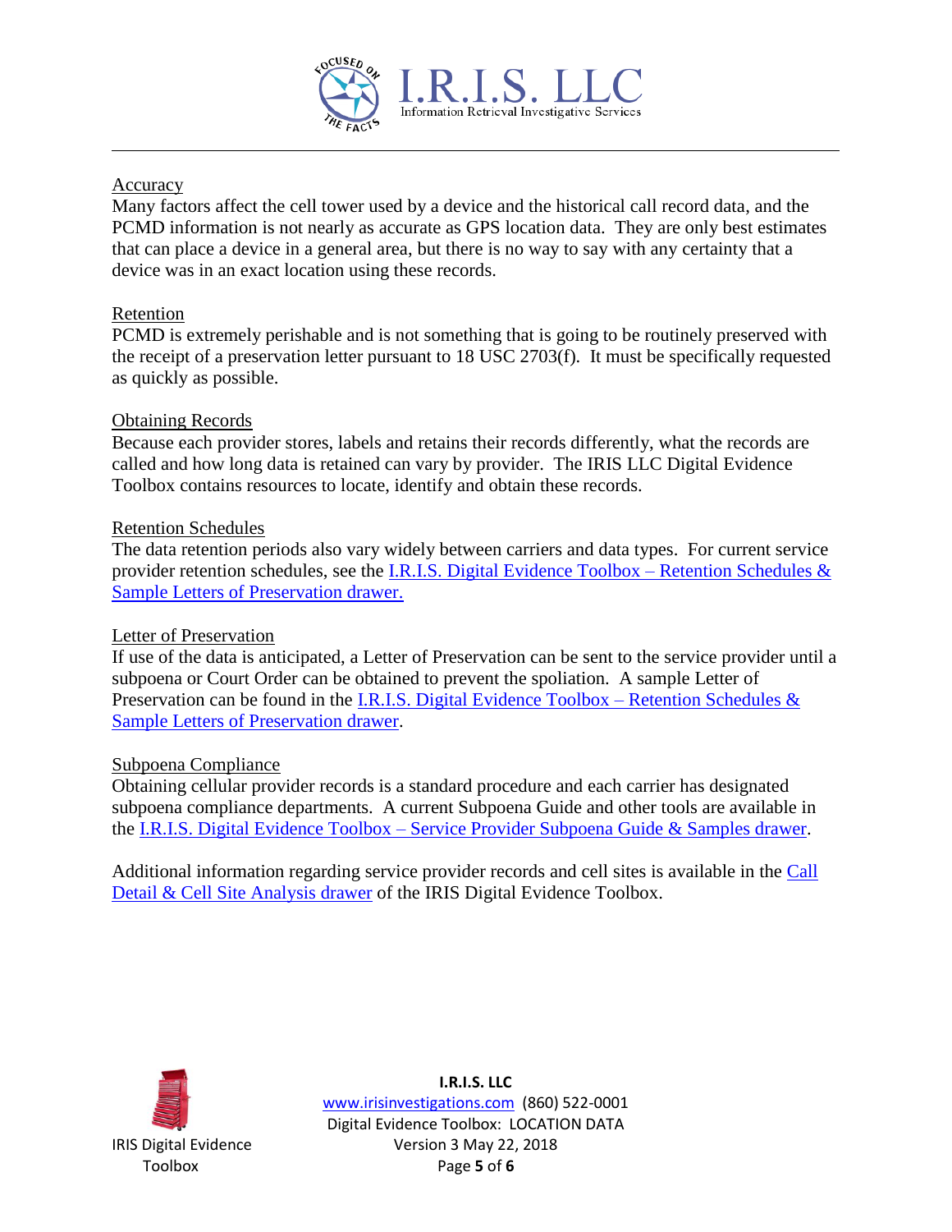## Accuracy

Many factors affect the cell tower used by a device and the historical call record data, and the PCMD information is not nearly as accurate as GPS location data. They are only best estimates that can place a device in a general area, but there is no way to say with any certainty that a device was in an exact location using these records.

## Retention

PCMD is extremely perishable and is not something that is going to be routinely preserved with the receipt of a preservation letter pursuant to 18 USC 2703(f). It must be specifically requested as quickly as possible.

## Obtaining Records

Because each provider stores, labels and retains their records differently, what the records are called and how long data is retained can vary by provider. The IRIS LLC Digital Evidence Toolbox contains resources to locate, identify and obtain these records.

## Retention Schedules

The data retention periods also vary widely between carriers and data types. For current service provider retention schedules, see the I.R.I.S. Digital Evidence Toolbox – Retention Schedules & Sample Letters of Preservation drawer.

## Letter of Preservation

If use of the data is anticipated, a Letter of Preservation can be sent to the service provider until a subpoena or Court Order can be obtained to prevent the spoliation. A sample Letter of Preservation can be found in the I.R.I.S. Digital Evidence Toolbox – Retention Schedules & Sample Letters of Preservation drawer.

## Subpoena Compliance

Obtaining cellular provider records is a standard procedure and each carrier has designated subpoena compliance departments. A current Subpoena Guide and other tools are available in the I.R.I.S. Digital Evidence Toolbox – Service Provider Subpoena Guide & Samples drawer.

Additional information regarding service provider records and cell sites is available in the Call Detail & Cell Site Analysis drawer of the IRIS Digital Evidence Toolbox.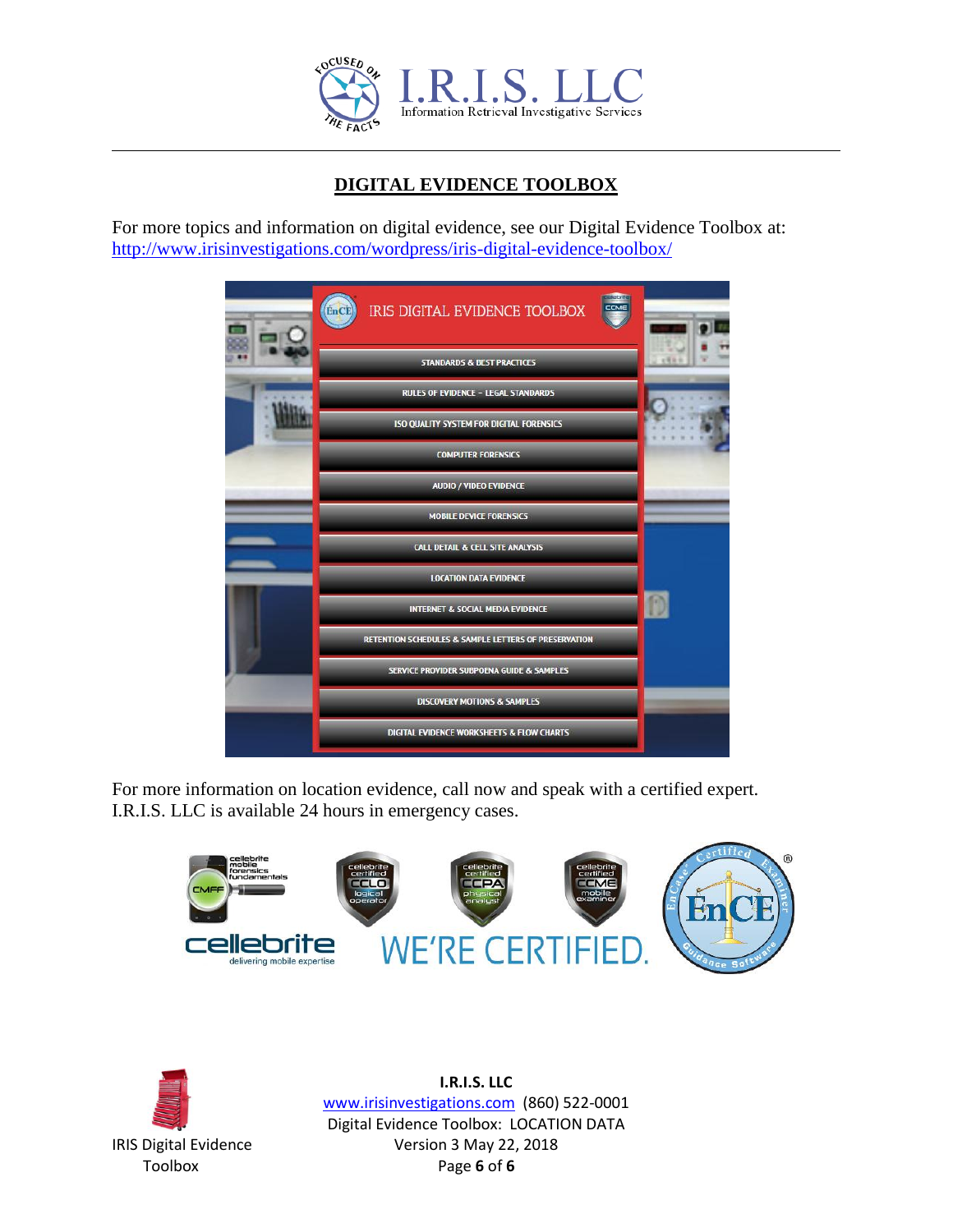## DIGITAL EVIDENCE TOOLBOX

For more topics and information on digital evidence, see our Digital Evidence Toolbox at: http://www.irisinvestigations.com/wordpress/iris-digital-evidence-toolbox/

IRIS DIGITAL EVIDENCE TOOLBOX

- STANDARDS & BEST PRACTICES
- RULES OF EVIDENCE – LEGAL STANDARDS
- ISO QUALITY SYSTEM FOR DIGITAL FORENSICS
- COMPUTER FORENSICS
- AUDIO / VIDEO EVIDENCE
- MOBILE DEVICE FORENSICS
- CALL DETAIL & CELL SITE ANALYSIS
- LOCATION DATA EVIDENCE
- INTERNET & SOCIAL MEDIA EVIDENCE
- RETENTION SCHEDULES & SAMPLE LETTERS OF PRESERVATION
- SERVICE PROVIDER SUBPOENA GUIDE & SAMPLES
- DISCOVERY MOTIONS & SAMPLES
- DIGITAL EVIDENCE WORKSHEETS & FLOW CHARTS

For more information on location evidence, call now and speak with a certified expert. I.R.I.S. LLC is available 24 hours in emergency cases.

WE'RE CERTIFIED.